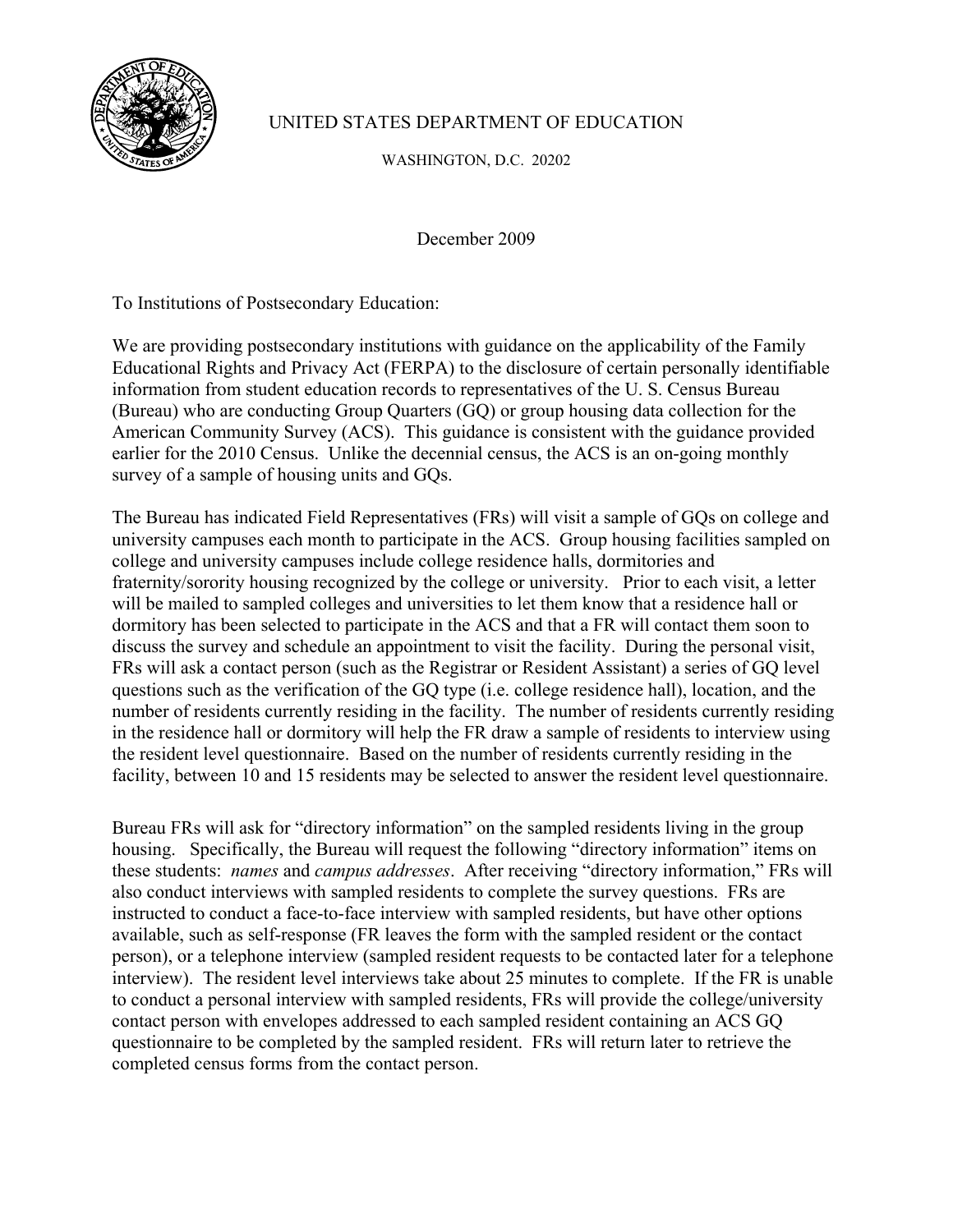UNITED STATES DEPARTMENT OF EDUCATION

WASHINGTON, D.C. 20202

December 2009

To Institutions of Postsecondary Education:

We are providing postsecondary institutions with guidance on the applicability of the Family Educational Rights and Privacy Act (FERPA) to the disclosure of certain personally identifiable information from student education records to representatives of the U. S. Census Bureau (Bureau) who are conducting Group Quarters (GQ) or group housing data collection for the American Community Survey (ACS). This guidance is consistent with the guidance provided earlier for the 2010 Census. Unlike the decennial census, the ACS is an on-going monthly survey of a sample of housing units and GQs.

The Bureau has indicated Field Representatives (FRs) will visit a sample of GQs on college and university campuses each month to participate in the ACS. Group housing facilities sampled on college and university campuses include college residence halls, dormitories and fraternity/sorority housing recognized by the college or university. Prior to each visit, a letter will be mailed to sampled colleges and universities to let them know that a residence hall or dormitory has been selected to participate in the ACS and that a FR will contact them soon to discuss the survey and schedule an appointment to visit the facility. During the personal visit, FRs will ask a contact person (such as the Registrar or Resident Assistant) a series of GQ level questions such as the verification of the GQ type (i.e. college residence hall), location, and the number of residents currently residing in the facility. The number of residents currently residing in the residence hall or dormitory will help the FR draw a sample of residents to interview using the resident level questionnaire. Based on the number of residents currently residing in the facility, between 10 and 15 residents may be selected to answer the resident level questionnaire.

Bureau FRs will ask for "directory information" on the sampled residents living in the group housing. Specifically, the Bureau will request the following "directory information" items on these students: *names* and *campus addresses*. After receiving "directory information," FRs will also conduct interviews with sampled residents to complete the survey questions. FRs are instructed to conduct a face-to-face interview with sampled residents, but have other options available, such as self-response (FR leaves the form with the sampled resident or the contact person), or a telephone interview (sampled resident requests to be contacted later for a telephone interview). The resident level interviews take about 25 minutes to complete. If the FR is unable to conduct a personal interview with sampled residents, FRs will provide the college/university contact person with envelopes addressed to each sampled resident containing an ACS GQ questionnaire to be completed by the sampled resident. FRs will return later to retrieve the completed census forms from the contact person.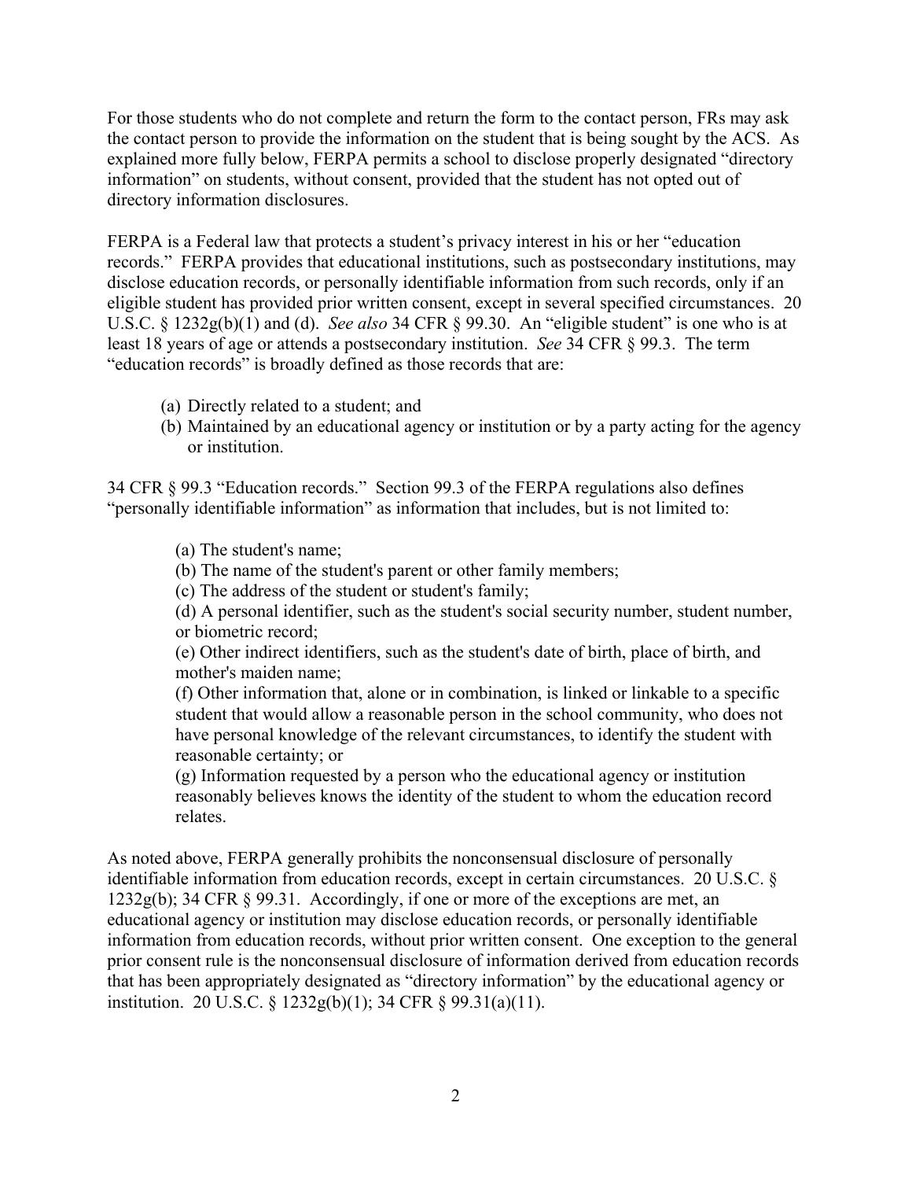For those students who do not complete and return the form to the contact person, FRs may ask the contact person to provide the information on the student that is being sought by the ACS. As explained more fully below, FERPA permits a school to disclose properly designated "directory information" on students, without consent, provided that the student has not opted out of directory information disclosures.

FERPA is a Federal law that protects a student's privacy interest in his or her "education records." FERPA provides that educational institutions, such as postsecondary institutions, may disclose education records, or personally identifiable information from such records, only if an eligible student has provided prior written consent, except in several specified circumstances. 20 U.S.C. § 1232g(b)(1) and (d). *See also* 34 CFR § 99.30. An "eligible student" is one who is at least 18 years of age or attends a postsecondary institution. *See* 34 CFR § 99.3. The term "education records" is broadly defined as those records that are:

(a) Directly related to a student; and
(b) Maintained by an educational agency or institution or by a party acting for the agency or institution.

34 CFR § 99.3 "Education records." Section 99.3 of the FERPA regulations also defines "personally identifiable information" as information that includes, but is not limited to:

(a) The student's name;
(b) The name of the student's parent or other family members;
(c) The address of the student or student's family;
(d) A personal identifier, such as the student's social security number, student number, or biometric record;
(e) Other indirect identifiers, such as the student's date of birth, place of birth, and mother's maiden name;
(f) Other information that, alone or in combination, is linked or linkable to a specific student that would allow a reasonable person in the school community, who does not have personal knowledge of the relevant circumstances, to identify the student with reasonable certainty; or
(g) Information requested by a person who the educational agency or institution reasonably believes knows the identity of the student to whom the education record relates.

As noted above, FERPA generally prohibits the nonconsensual disclosure of personally identifiable information from education records, except in certain circumstances. 20 U.S.C. § 1232g(b); 34 CFR § 99.31. Accordingly, if one or more of the exceptions are met, an educational agency or institution may disclose education records, or personally identifiable information from education records, without prior written consent. One exception to the general prior consent rule is the nonconsensual disclosure of information derived from education records that has been appropriately designated as "directory information" by the educational agency or institution. 20 U.S.C. § 1232g(b)(1); 34 CFR § 99.31(a)(11).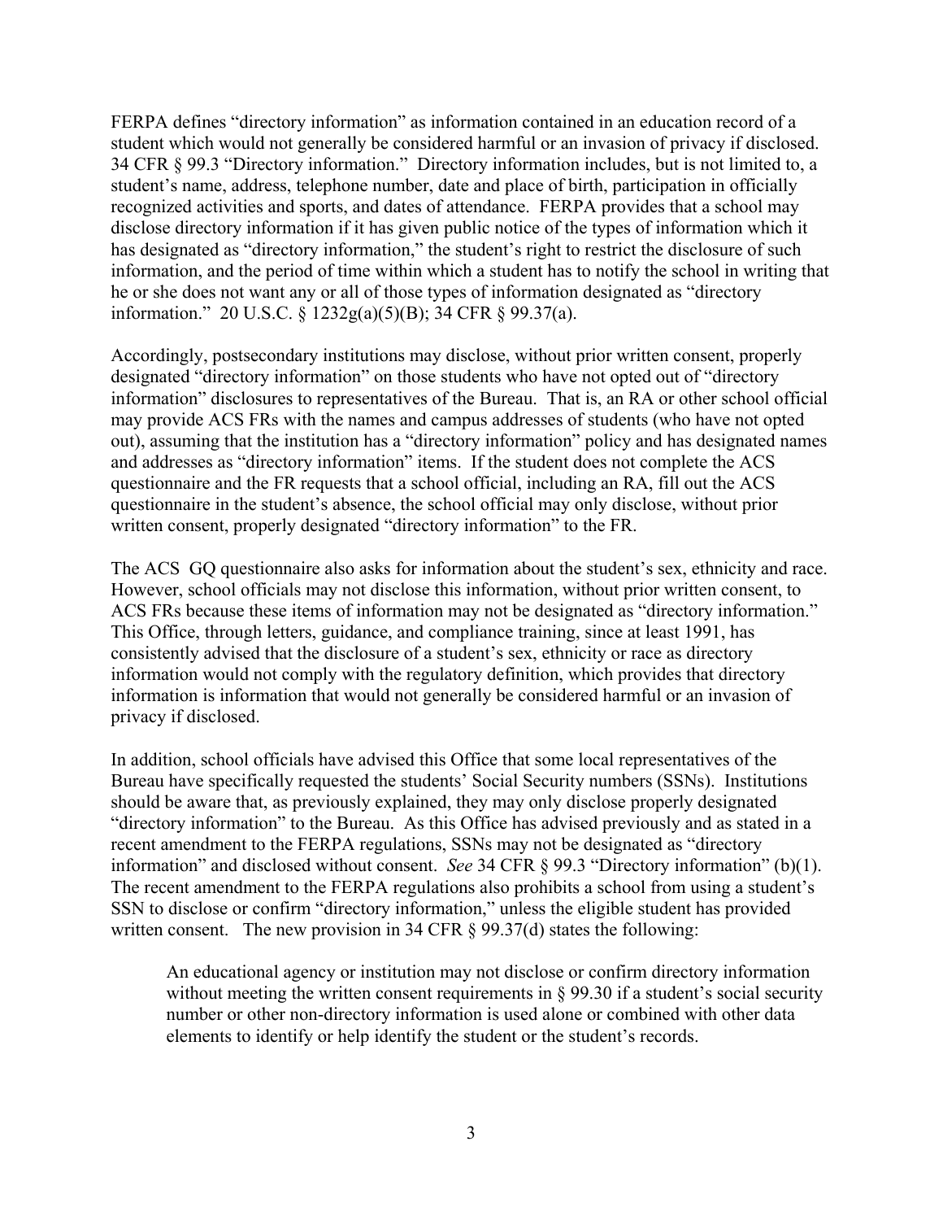FERPA defines "directory information" as information contained in an education record of a student which would not generally be considered harmful or an invasion of privacy if disclosed. 34 CFR § 99.3 "Directory information." Directory information includes, but is not limited to, a student's name, address, telephone number, date and place of birth, participation in officially recognized activities and sports, and dates of attendance. FERPA provides that a school may disclose directory information if it has given public notice of the types of information which it has designated as "directory information," the student's right to restrict the disclosure of such information, and the period of time within which a student has to notify the school in writing that he or she does not want any or all of those types of information designated as "directory information." 20 U.S.C. § 1232g(a)(5)(B); 34 CFR § 99.37(a).

Accordingly, postsecondary institutions may disclose, without prior written consent, properly designated "directory information" on those students who have not opted out of "directory information" disclosures to representatives of the Bureau. That is, an RA or other school official may provide ACS FRs with the names and campus addresses of students (who have not opted out), assuming that the institution has a "directory information" policy and has designated names and addresses as "directory information" items. If the student does not complete the ACS questionnaire and the FR requests that a school official, including an RA, fill out the ACS questionnaire in the student's absence, the school official may only disclose, without prior written consent, properly designated "directory information" to the FR.

The ACS GQ questionnaire also asks for information about the student's sex, ethnicity and race. However, school officials may not disclose this information, without prior written consent, to ACS FRs because these items of information may not be designated as "directory information." This Office, through letters, guidance, and compliance training, since at least 1991, has consistently advised that the disclosure of a student's sex, ethnicity or race as directory information would not comply with the regulatory definition, which provides that directory information is information that would not generally be considered harmful or an invasion of privacy if disclosed.

In addition, school officials have advised this Office that some local representatives of the Bureau have specifically requested the students' Social Security numbers (SSNs). Institutions should be aware that, as previously explained, they may only disclose properly designated "directory information" to the Bureau. As this Office has advised previously and as stated in a recent amendment to the FERPA regulations, SSNs may not be designated as "directory information" and disclosed without consent. *See* 34 CFR § 99.3 "Directory information" (b)(1). The recent amendment to the FERPA regulations also prohibits a school from using a student's SSN to disclose or confirm "directory information," unless the eligible student has provided written consent. The new provision in 34 CFR § 99.37(d) states the following:

> An educational agency or institution may not disclose or confirm directory information without meeting the written consent requirements in § 99.30 if a student's social security number or other non-directory information is used alone or combined with other data elements to identify or help identify the student or the student's records.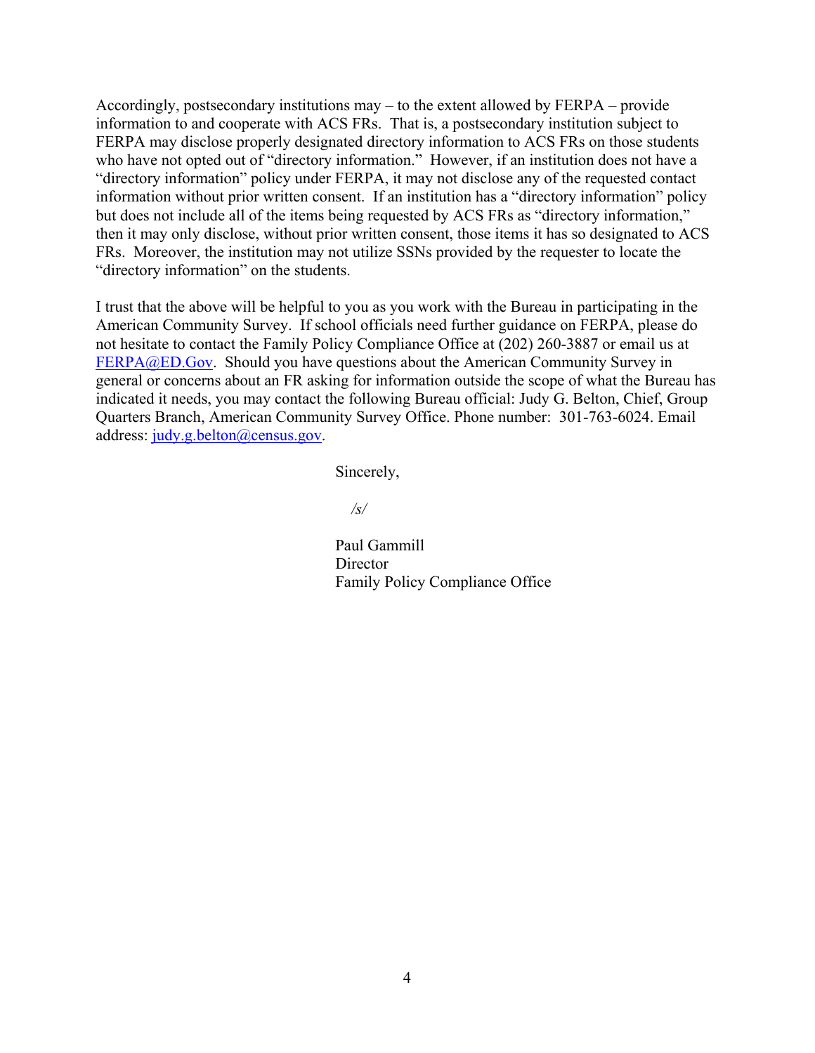Accordingly, postsecondary institutions may – to the extent allowed by FERPA – provide information to and cooperate with ACS FRs. That is, a postsecondary institution subject to FERPA may disclose properly designated directory information to ACS FRs on those students who have not opted out of "directory information." However, if an institution does not have a "directory information" policy under FERPA, it may not disclose any of the requested contact information without prior written consent. If an institution has a "directory information" policy but does not include all of the items being requested by ACS FRs as "directory information," then it may only disclose, without prior written consent, those items it has so designated to ACS FRs. Moreover, the institution may not utilize SSNs provided by the requester to locate the "directory information" on the students.

I trust that the above will be helpful to you as you work with the Bureau in participating in the American Community Survey. If school officials need further guidance on FERPA, please do not hesitate to contact the Family Policy Compliance Office at (202) 260-3887 or email us at FERPA@ED.Gov. Should you have questions about the American Community Survey in general or concerns about an FR asking for information outside the scope of what the Bureau has indicated it needs, you may contact the following Bureau official: Judy G. Belton, Chief, Group Quarters Branch, American Community Survey Office. Phone number: 301-763-6024. Email address: judy.g.belton@census.gov.

Sincerely,

*/s/*

Paul Gammill
Director
Family Policy Compliance Office